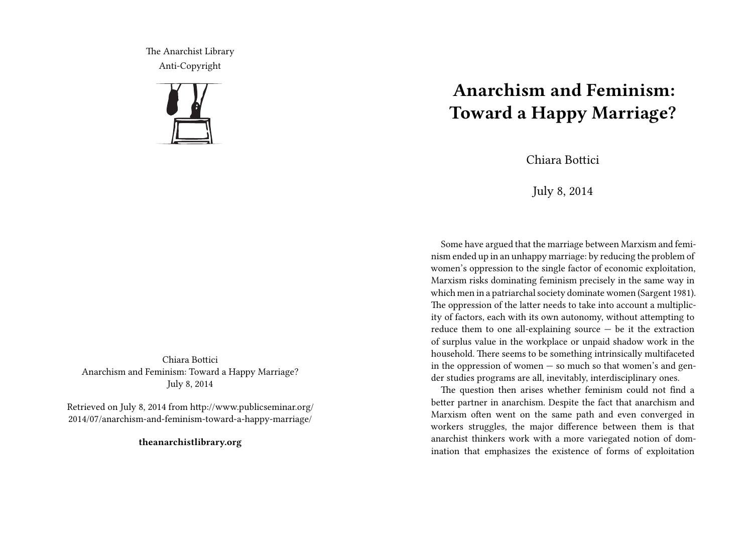The Anarchist Library
Anti-Copyright

Chiara Bottici
Anarchism and Feminism: Toward a Happy Marriage?
July 8, 2014

Retrieved on July 8, 2014 from http://www.publicseminar.org/2014/07/anarchism-and-feminism-toward-a-happy-marriage/

**theanarchistlibrary.org**

# Anarchism and Feminism: Toward a Happy Marriage?

Chiara Bottici

July 8, 2014

Some have argued that the marriage between Marxism and feminism ended up in an unhappy marriage: by reducing the problem of women's oppression to the single factor of economic exploitation, Marxism risks dominating feminism precisely in the same way in which men in a patriarchal society dominate women (Sargent 1981). The oppression of the latter needs to take into account a multiplicity of factors, each with its own autonomy, without attempting to reduce them to one all-explaining source — be it the extraction of surplus value in the workplace or unpaid shadow work in the household. There seems to be something intrinsically multifaceted in the oppression of women — so much so that women's and gender studies programs are all, inevitably, interdisciplinary ones.

The question then arises whether feminism could not find a better partner in anarchism. Despite the fact that anarchism and Marxism often went on the same path and even converged in workers struggles, the major difference between them is that anarchist thinkers work with a more variegated notion of domination that emphasizes the existence of forms of exploitation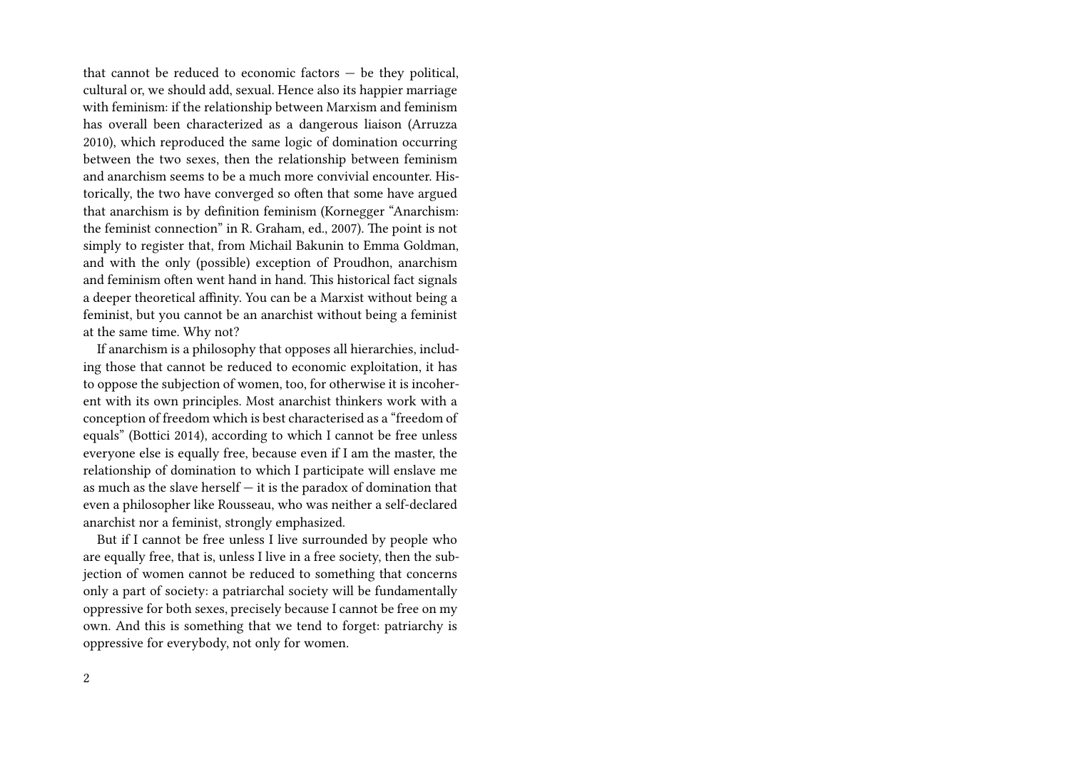that cannot be reduced to economic factors — be they political, cultural or, we should add, sexual. Hence also its happier marriage with feminism: if the relationship between Marxism and feminism has overall been characterized as a dangerous liaison (Arruzza 2010), which reproduced the same logic of domination occurring between the two sexes, then the relationship between feminism and anarchism seems to be a much more convivial encounter. Historically, the two have converged so often that some have argued that anarchism is by definition feminism (Kornegger "Anarchism: the feminist connection" in R. Graham, ed., 2007). The point is not simply to register that, from Michail Bakunin to Emma Goldman, and with the only (possible) exception of Proudhon, anarchism and feminism often went hand in hand. This historical fact signals a deeper theoretical affinity. You can be a Marxist without being a feminist, but you cannot be an anarchist without being a feminist at the same time. Why not?

If anarchism is a philosophy that opposes all hierarchies, including those that cannot be reduced to economic exploitation, it has to oppose the subjection of women, too, for otherwise it is incoherent with its own principles. Most anarchist thinkers work with a conception of freedom which is best characterised as a "freedom of equals" (Bottici 2014), according to which I cannot be free unless everyone else is equally free, because even if I am the master, the relationship of domination to which I participate will enslave me as much as the slave herself — it is the paradox of domination that even a philosopher like Rousseau, who was neither a self-declared anarchist nor a feminist, strongly emphasized.

But if I cannot be free unless I live surrounded by people who are equally free, that is, unless I live in a free society, then the subjection of women cannot be reduced to something that concerns only a part of society: a patriarchal society will be fundamentally oppressive for both sexes, precisely because I cannot be free on my own. And this is something that we tend to forget: patriarchy is oppressive for everybody, not only for women.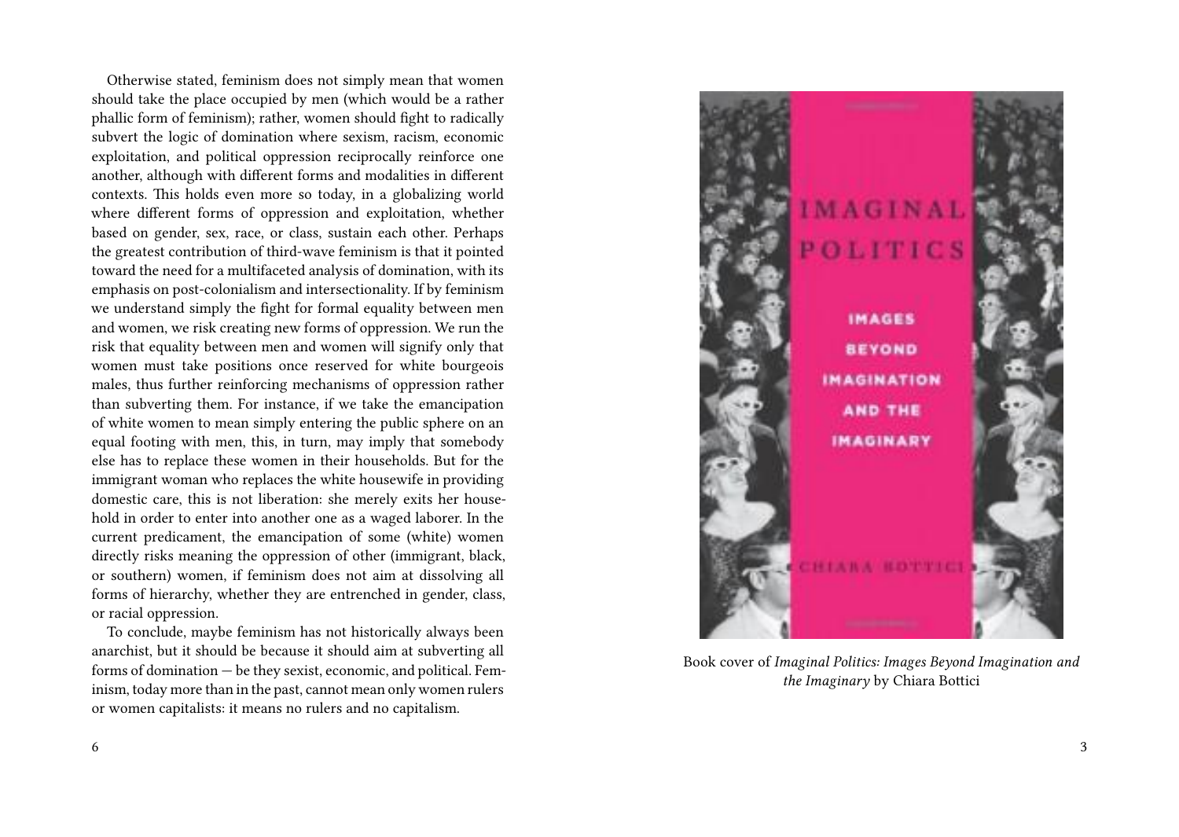Otherwise stated, feminism does not simply mean that women should take the place occupied by men (which would be a rather phallic form of feminism); rather, women should fight to radically subvert the logic of domination where sexism, racism, economic exploitation, and political oppression reciprocally reinforce one another, although with different forms and modalities in different contexts. This holds even more so today, in a globalizing world where different forms of oppression and exploitation, whether based on gender, sex, race, or class, sustain each other. Perhaps the greatest contribution of third-wave feminism is that it pointed toward the need for a multifaceted analysis of domination, with its emphasis on post-colonialism and intersectionality. If by feminism we understand simply the fight for formal equality between men and women, we risk creating new forms of oppression. We run the risk that equality between men and women will signify only that women must take positions once reserved for white bourgeois males, thus further reinforcing mechanisms of oppression rather than subverting them. For instance, if we take the emancipation of white women to mean simply entering the public sphere on an equal footing with men, this, in turn, may imply that somebody else has to replace these women in their households. But for the immigrant woman who replaces the white housewife in providing domestic care, this is not liberation: she merely exits her household in order to enter into another one as a waged laborer. In the current predicament, the emancipation of some (white) women directly risks meaning the oppression of other (immigrant, black, or southern) women, if feminism does not aim at dissolving all forms of hierarchy, whether they are entrenched in gender, class, or racial oppression.

To conclude, maybe feminism has not historically always been anarchist, but it should be because it should aim at subverting all forms of domination — be they sexist, economic, and political. Feminism, today more than in the past, cannot mean only women rulers or women capitalists: it means no rulers and no capitalism.

Book cover of *Imaginal Politics: Images Beyond Imagination and the Imaginary* by Chiara Bottici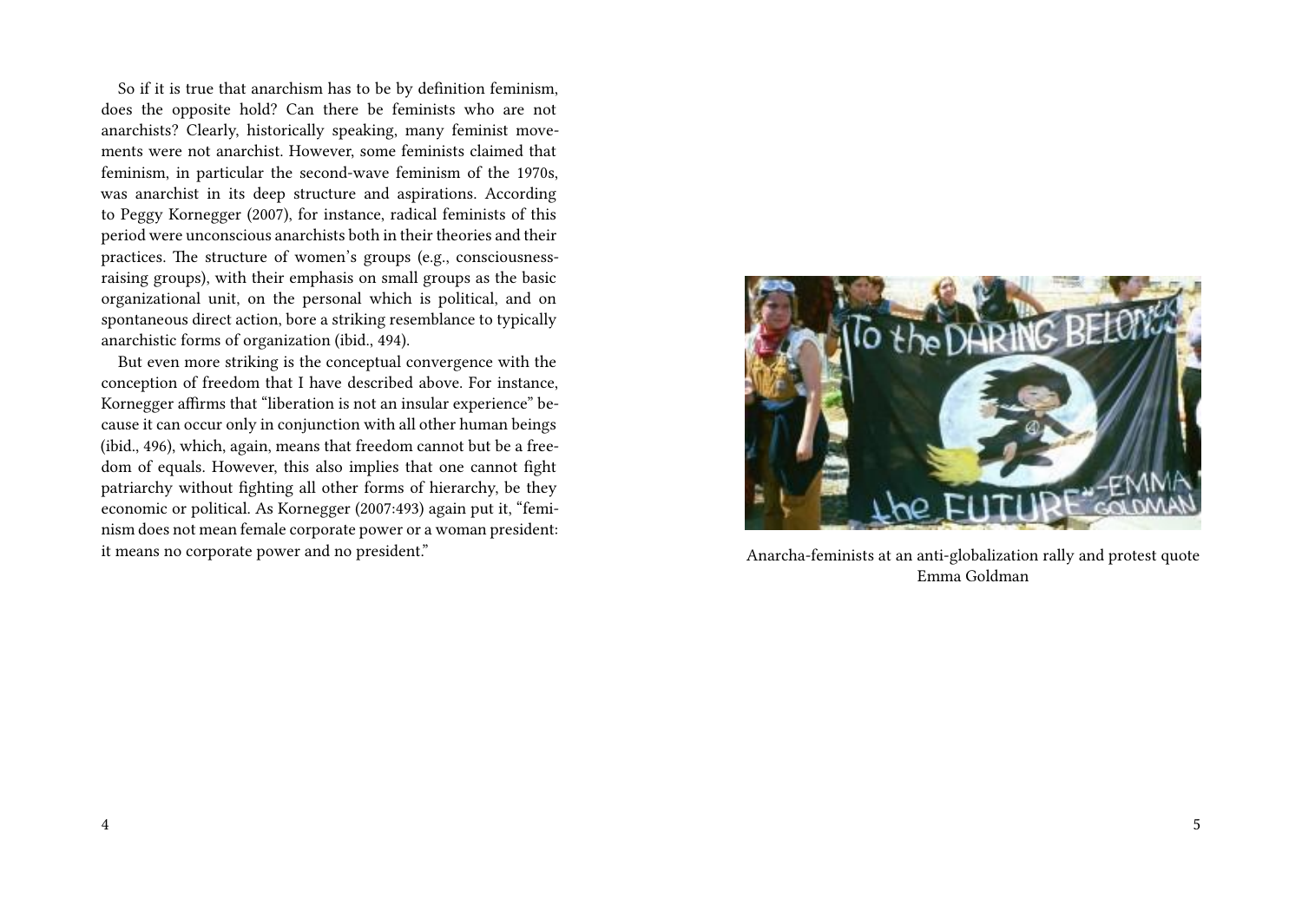So if it is true that anarchism has to be by definition feminism, does the opposite hold? Can there be feminists who are not anarchists? Clearly, historically speaking, many feminist movements were not anarchist. However, some feminists claimed that feminism, in particular the second-wave feminism of the 1970s, was anarchist in its deep structure and aspirations. According to Peggy Kornegger (2007), for instance, radical feminists of this period were unconscious anarchists both in their theories and their practices. The structure of women's groups (e.g., consciousness-raising groups), with their emphasis on small groups as the basic organizational unit, on the personal which is political, and on spontaneous direct action, bore a striking resemblance to typically anarchistic forms of organization (ibid., 494).

But even more striking is the conceptual convergence with the conception of freedom that I have described above. For instance, Kornegger affirms that "liberation is not an insular experience" because it can occur only in conjunction with all other human beings (ibid., 496), which, again, means that freedom cannot but be a freedom of equals. However, this also implies that one cannot fight patriarchy without fighting all other forms of hierarchy, be they economic or political. As Kornegger (2007:493) again put it, "feminism does not mean female corporate power or a woman president: it means no corporate power and no president."

Anarcha-feminists at an anti-globalization rally and protest quote Emma Goldman